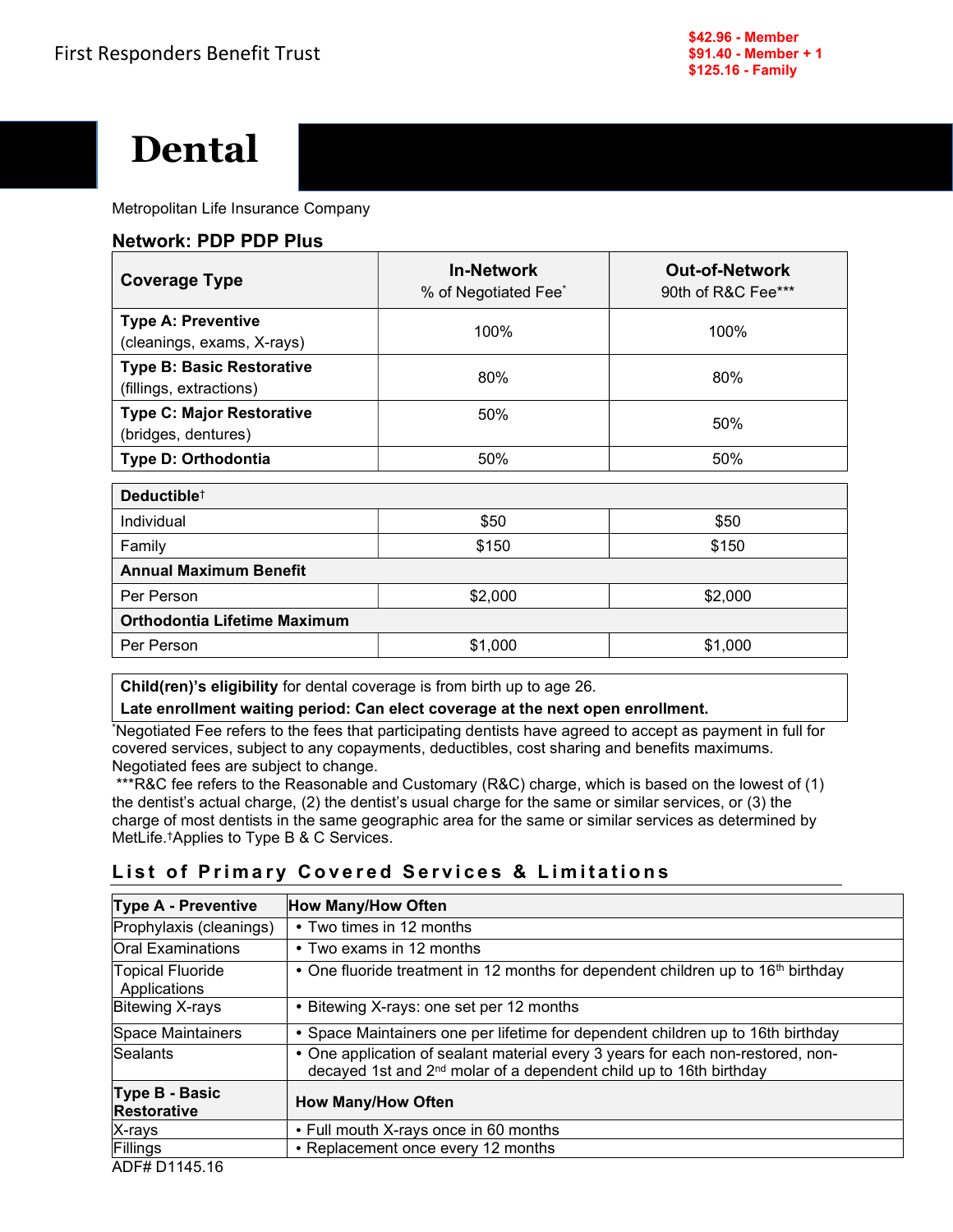First Responders Benefit Trust

$42.96 - Member
$91.40 - Member + 1
$125.16 - Family

# Dental

Metropolitan Life Insurance Company

**Network: PDP PDP Plus**

| **Coverage Type** | **In-Network** % of Negotiated Fee* | **Out-of-Network** 90th of R&C Fee*** |
|---|---|---|
| **Type A: Preventive** (cleanings, exams, X-rays) | 100% | 100% |
| **Type B: Basic Restorative** (fillings, extractions) | 80% | 80% |
| **Type C: Major Restorative** (bridges, dentures) | 50% | 50% |
| **Type D: Orthodontia** | 50% | 50% |
| **Deductible**† | | |
| Individual | $50 | $50 |
| Family | $150 | $150 |
| **Annual Maximum Benefit** | | |
| Per Person | $2,000 | $2,000 |
| **Orthodontia Lifetime Maximum** | | |
| Per Person | $1,000 | $1,000 |

**Child(ren)'s eligibility** for dental coverage is from birth up to age 26.
**Late enrollment waiting period: Can elect coverage at the next open enrollment.**

*Negotiated Fee refers to the fees that participating dentists have agreed to accept as payment in full for covered services, subject to any copayments, deductibles, cost sharing and benefits maximums. Negotiated fees are subject to change.
***R&C fee refers to the Reasonable and Customary (R&C) charge, which is based on the lowest of (1) the dentist's actual charge, (2) the dentist's usual charge for the same or similar services, or (3) the charge of most dentists in the same geographic area for the same or similar services as determined by MetLife.†Applies to Type B & C Services.

## List of Primary Covered Services & Limitations

| **Type A - Preventive** | **How Many/How Often** |
|---|---|
| Prophylaxis (cleanings) | • Two times in 12 months |
| Oral Examinations | • Two exams in 12 months |
| Topical Fluoride Applications | • One fluoride treatment in 12 months for dependent children up to 16th birthday |
| Bitewing X-rays | • Bitewing X-rays: one set per 12 months |
| Space Maintainers | • Space Maintainers one per lifetime for dependent children up to 16th birthday |
| Sealants | • One application of sealant material every 3 years for each non-restored, non-decayed 1st and 2nd molar of a dependent child up to 16th birthday |
| **Type B - Basic Restorative** | **How Many/How Often** |
| X-rays | • Full mouth X-rays once in 60 months |
| Fillings | • Replacement once every 12 months |

ADF# D1145.16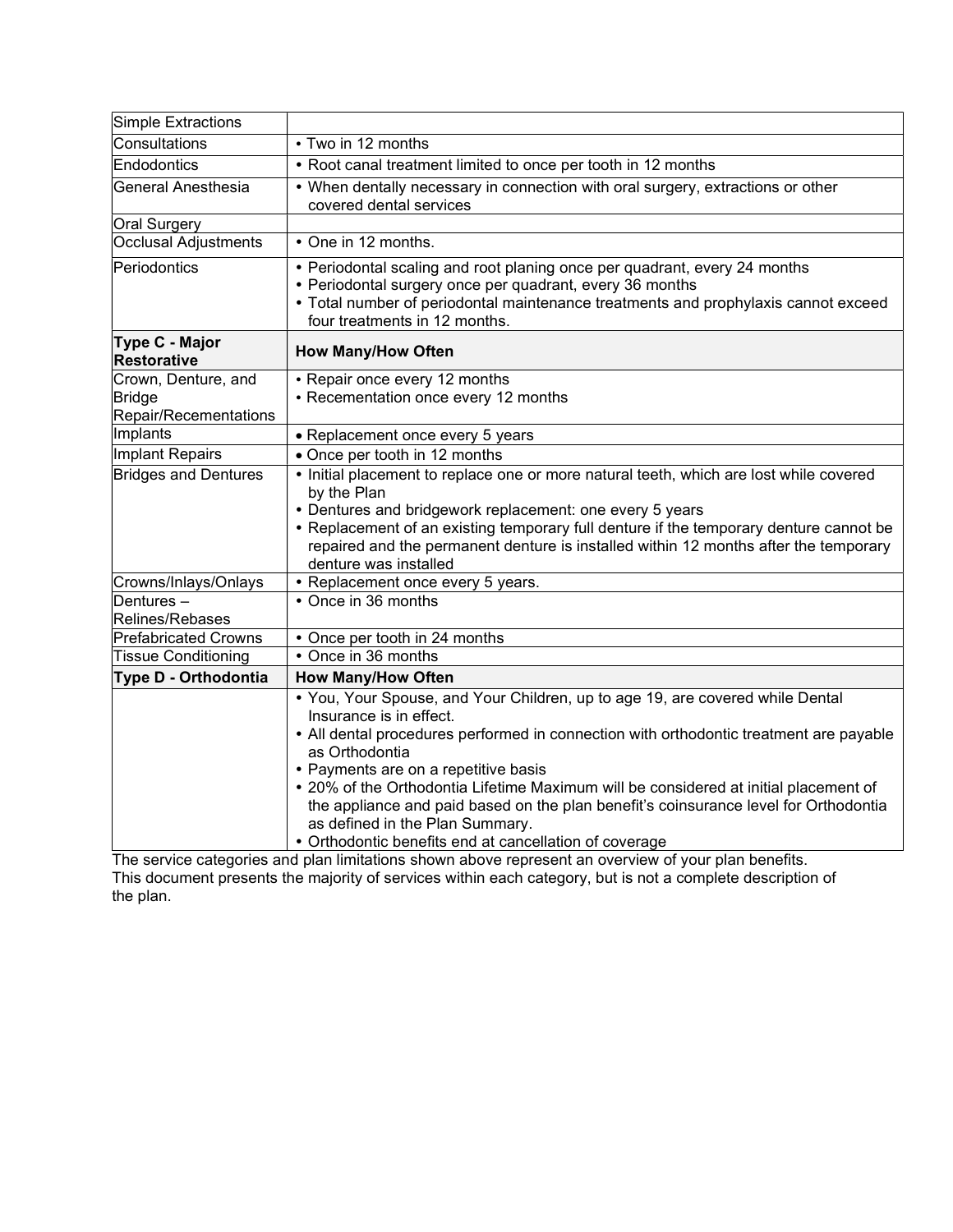| Simple Extractions | |
|---|---|
| Consultations | • Two in 12 months |
| Endodontics | • Root canal treatment limited to once per tooth in 12 months |
| General Anesthesia | • When dentally necessary in connection with oral surgery, extractions or other covered dental services |
| Oral Surgery | |
| Occlusal Adjustments | • One in 12 months. |
| Periodontics | • Periodontal scaling and root planing once per quadrant, every 24 months<br>• Periodontal surgery once per quadrant, every 36 months<br>• Total number of periodontal maintenance treatments and prophylaxis cannot exceed four treatments in 12 months. |
| **Type C - Major Restorative** | **How Many/How Often** |
| Crown, Denture, and Bridge Repair/Recementations | • Repair once every 12 months<br>• Recementation once every 12 months |
| Implants | • Replacement once every 5 years |
| Implant Repairs | • Once per tooth in 12 months |
| Bridges and Dentures | • Initial placement to replace one or more natural teeth, which are lost while covered by the Plan<br>• Dentures and bridgework replacement: one every 5 years<br>• Replacement of an existing temporary full denture if the temporary denture cannot be repaired and the permanent denture is installed within 12 months after the temporary denture was installed |
| Crowns/Inlays/Onlays | • Replacement once every 5 years. |
| Dentures – Relines/Rebases | • Once in 36 months |
| Prefabricated Crowns | • Once per tooth in 24 months |
| Tissue Conditioning | • Once in 36 months |
| **Type D - Orthodontia** | **How Many/How Often** |
| | • You, Your Spouse, and Your Children, up to age 19, are covered while Dental Insurance is in effect.<br>• All dental procedures performed in connection with orthodontic treatment are payable as Orthodontia<br>• Payments are on a repetitive basis<br>• 20% of the Orthodontia Lifetime Maximum will be considered at initial placement of the appliance and paid based on the plan benefit's coinsurance level for Orthodontia as defined in the Plan Summary.<br>• Orthodontic benefits end at cancellation of coverage |

The service categories and plan limitations shown above represent an overview of your plan benefits. This document presents the majority of services within each category, but is not a complete description of the plan.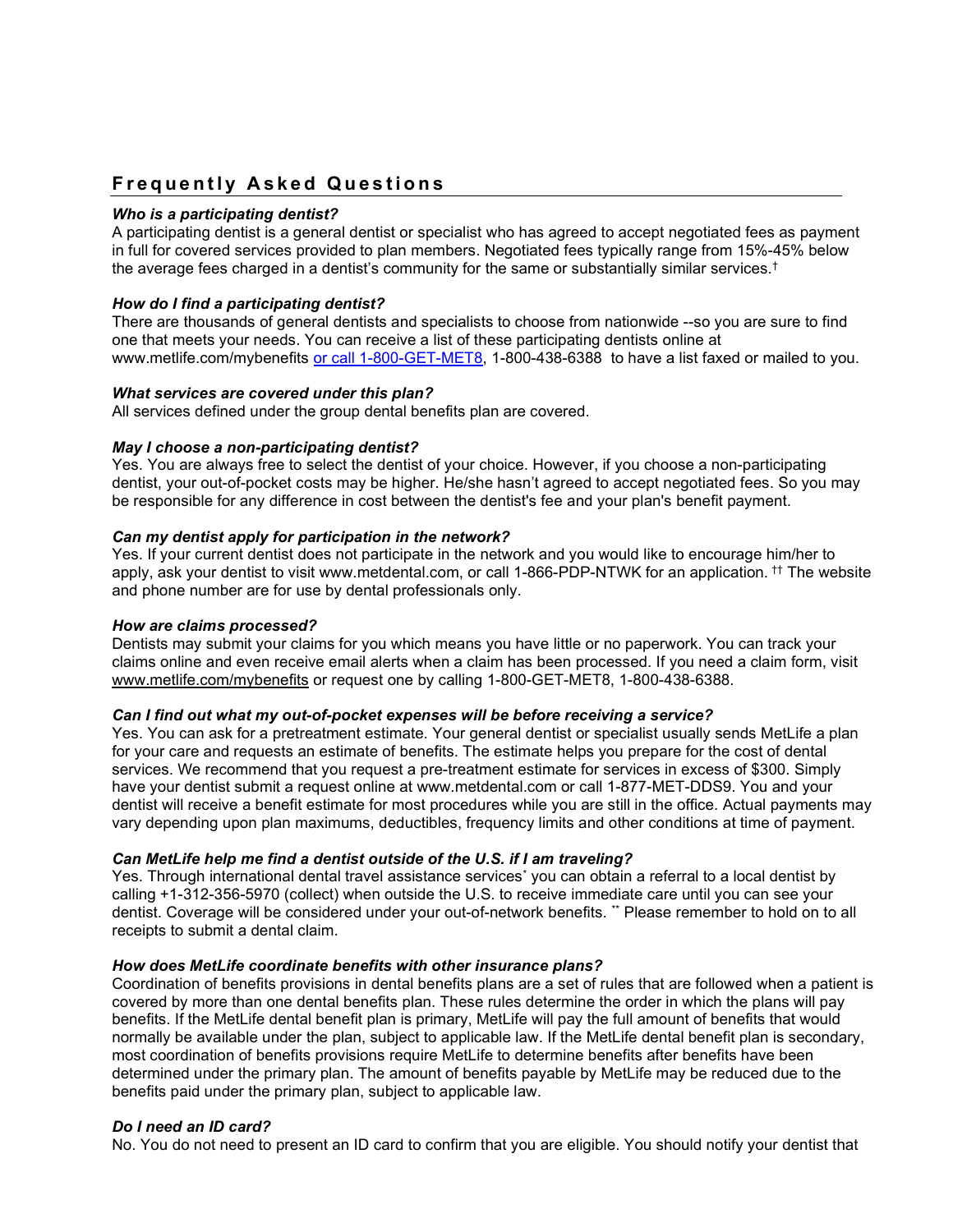## Frequently Asked Questions

***Who is a participating dentist?***
A participating dentist is a general dentist or specialist who has agreed to accept negotiated fees as payment in full for covered services provided to plan members. Negotiated fees typically range from 15%-45% below the average fees charged in a dentist's community for the same or substantially similar services.†

***How do I find a participating dentist?***
There are thousands of general dentists and specialists to choose from nationwide --so you are sure to find one that meets your needs. You can receive a list of these participating dentists online at www.metlife.com/mybenefits or call 1-800-GET-MET8, 1-800-438-6388 to have a list faxed or mailed to you.

***What services are covered under this plan?***
All services defined under the group dental benefits plan are covered.

***May I choose a non-participating dentist?***
Yes. You are always free to select the dentist of your choice. However, if you choose a non-participating dentist, your out-of-pocket costs may be higher. He/she hasn't agreed to accept negotiated fees. So you may be responsible for any difference in cost between the dentist's fee and your plan's benefit payment.

***Can my dentist apply for participation in the network?***
Yes. If your current dentist does not participate in the network and you would like to encourage him/her to apply, ask your dentist to visit www.metdental.com, or call 1-866-PDP-NTWK for an application. †† The website and phone number are for use by dental professionals only.

***How are claims processed?***
Dentists may submit your claims for you which means you have little or no paperwork. You can track your claims online and even receive email alerts when a claim has been processed. If you need a claim form, visit www.metlife.com/mybenefits or request one by calling 1-800-GET-MET8, 1-800-438-6388.

***Can I find out what my out-of-pocket expenses will be before receiving a service?***
Yes. You can ask for a pretreatment estimate. Your general dentist or specialist usually sends MetLife a plan for your care and requests an estimate of benefits. The estimate helps you prepare for the cost of dental services. We recommend that you request a pre-treatment estimate for services in excess of $300. Simply have your dentist submit a request online at www.metdental.com or call 1-877-MET-DDS9. You and your dentist will receive a benefit estimate for most procedures while you are still in the office. Actual payments may vary depending upon plan maximums, deductibles, frequency limits and other conditions at time of payment.

***Can MetLife help me find a dentist outside of the U.S. if I am traveling?***
Yes. Through international dental travel assistance services* you can obtain a referral to a local dentist by calling +1-312-356-5970 (collect) when outside the U.S. to receive immediate care until you can see your dentist. Coverage will be considered under your out-of-network benefits. ** Please remember to hold on to all receipts to submit a dental claim.

***How does MetLife coordinate benefits with other insurance plans?***
Coordination of benefits provisions in dental benefits plans are a set of rules that are followed when a patient is covered by more than one dental benefits plan. These rules determine the order in which the plans will pay benefits. If the MetLife dental benefit plan is primary, MetLife will pay the full amount of benefits that would normally be available under the plan, subject to applicable law. If the MetLife dental benefit plan is secondary, most coordination of benefits provisions require MetLife to determine benefits after benefits have been determined under the primary plan. The amount of benefits payable by MetLife may be reduced due to the benefits paid under the primary plan, subject to applicable law.

***Do I need an ID card?***
No. You do not need to present an ID card to confirm that you are eligible. You should notify your dentist that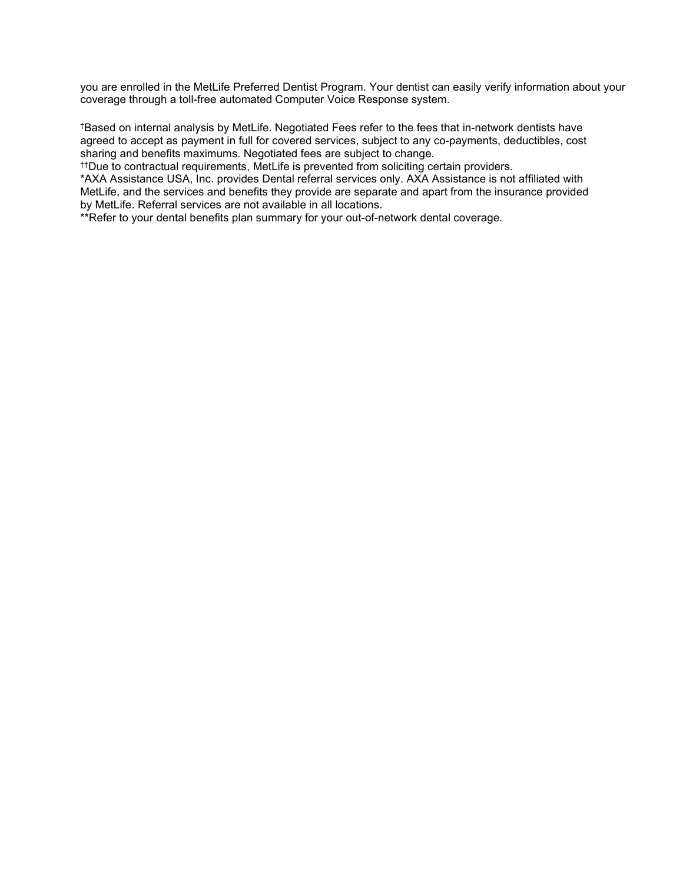you are enrolled in the MetLife Preferred Dentist Program. Your dentist can easily verify information about your coverage through a toll-free automated Computer Voice Response system.

†Based on internal analysis by MetLife. Negotiated Fees refer to the fees that in-network dentists have agreed to accept as payment in full for covered services, subject to any co-payments, deductibles, cost sharing and benefits maximums. Negotiated fees are subject to change.
††Due to contractual requirements, MetLife is prevented from soliciting certain providers.
*AXA Assistance USA, Inc. provides Dental referral services only. AXA Assistance is not affiliated with MetLife, and the services and benefits they provide are separate and apart from the insurance provided by MetLife. Referral services are not available in all locations.
**Refer to your dental benefits plan summary for your out-of-network dental coverage.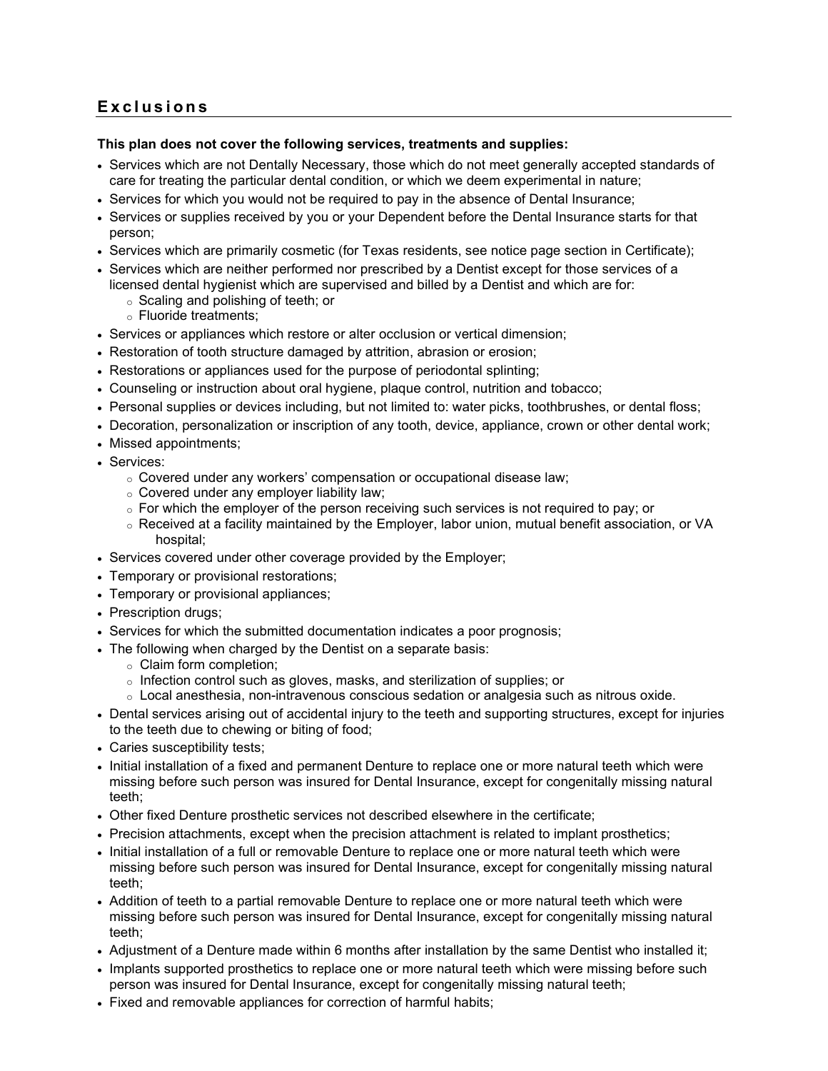## Exclusions

**This plan does not cover the following services, treatments and supplies:**

- Services which are not Dentally Necessary, those which do not meet generally accepted standards of care for treating the particular dental condition, or which we deem experimental in nature;
- Services for which you would not be required to pay in the absence of Dental Insurance;
- Services or supplies received by you or your Dependent before the Dental Insurance starts for that person;
- Services which are primarily cosmetic (for Texas residents, see notice page section in Certificate);
- Services which are neither performed nor prescribed by a Dentist except for those services of a licensed dental hygienist which are supervised and billed by a Dentist and which are for:
  - Scaling and polishing of teeth; or
  - Fluoride treatments;
- Services or appliances which restore or alter occlusion or vertical dimension;
- Restoration of tooth structure damaged by attrition, abrasion or erosion;
- Restorations or appliances used for the purpose of periodontal splinting;
- Counseling or instruction about oral hygiene, plaque control, nutrition and tobacco;
- Personal supplies or devices including, but not limited to: water picks, toothbrushes, or dental floss;
- Decoration, personalization or inscription of any tooth, device, appliance, crown or other dental work;
- Missed appointments;
- Services:
  - Covered under any workers' compensation or occupational disease law;
  - Covered under any employer liability law;
  - For which the employer of the person receiving such services is not required to pay; or
  - Received at a facility maintained by the Employer, labor union, mutual benefit association, or VA hospital;
- Services covered under other coverage provided by the Employer;
- Temporary or provisional restorations;
- Temporary or provisional appliances;
- Prescription drugs;
- Services for which the submitted documentation indicates a poor prognosis;
- The following when charged by the Dentist on a separate basis:
  - Claim form completion;
  - Infection control such as gloves, masks, and sterilization of supplies; or
  - Local anesthesia, non-intravenous conscious sedation or analgesia such as nitrous oxide.
- Dental services arising out of accidental injury to the teeth and supporting structures, except for injuries to the teeth due to chewing or biting of food;
- Caries susceptibility tests;
- Initial installation of a fixed and permanent Denture to replace one or more natural teeth which were missing before such person was insured for Dental Insurance, except for congenitally missing natural teeth;
- Other fixed Denture prosthetic services not described elsewhere in the certificate;
- Precision attachments, except when the precision attachment is related to implant prosthetics;
- Initial installation of a full or removable Denture to replace one or more natural teeth which were missing before such person was insured for Dental Insurance, except for congenitally missing natural teeth;
- Addition of teeth to a partial removable Denture to replace one or more natural teeth which were missing before such person was insured for Dental Insurance, except for congenitally missing natural teeth;
- Adjustment of a Denture made within 6 months after installation by the same Dentist who installed it;
- Implants supported prosthetics to replace one or more natural teeth which were missing before such person was insured for Dental Insurance, except for congenitally missing natural teeth;
- Fixed and removable appliances for correction of harmful habits;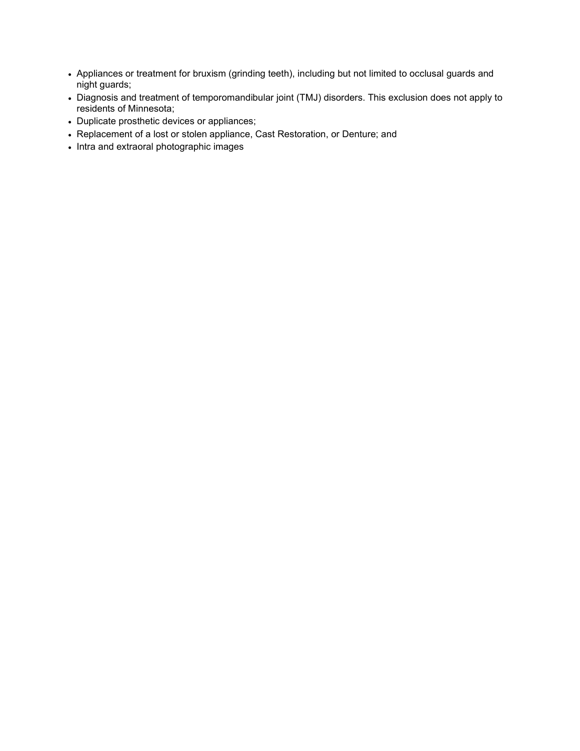- Appliances or treatment for bruxism (grinding teeth), including but not limited to occlusal guards and night guards;
- Diagnosis and treatment of temporomandibular joint (TMJ) disorders. This exclusion does not apply to residents of Minnesota;
- Duplicate prosthetic devices or appliances;
- Replacement of a lost or stolen appliance, Cast Restoration, or Denture; and
- Intra and extraoral photographic images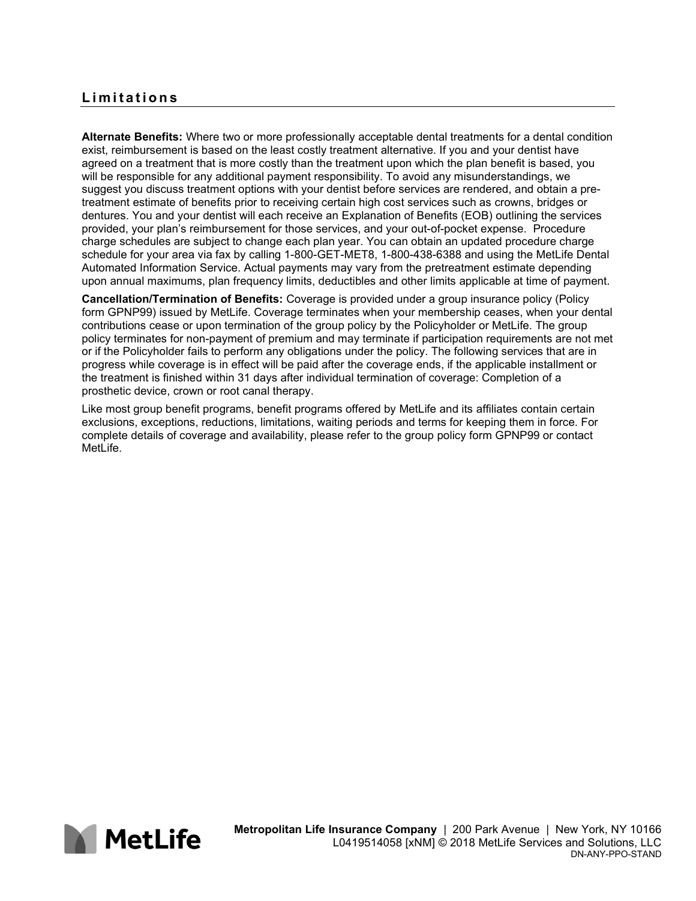## Limitations

**Alternate Benefits:** Where two or more professionally acceptable dental treatments for a dental condition exist, reimbursement is based on the least costly treatment alternative. If you and your dentist have agreed on a treatment that is more costly than the treatment upon which the plan benefit is based, you will be responsible for any additional payment responsibility. To avoid any misunderstandings, we suggest you discuss treatment options with your dentist before services are rendered, and obtain a pre-treatment estimate of benefits prior to receiving certain high cost services such as crowns, bridges or dentures. You and your dentist will each receive an Explanation of Benefits (EOB) outlining the services provided, your plan's reimbursement for those services, and your out-of-pocket expense. Procedure charge schedules are subject to change each plan year. You can obtain an updated procedure charge schedule for your area via fax by calling 1-800-GET-MET8, 1-800-438-6388 and using the MetLife Dental Automated Information Service. Actual payments may vary from the pretreatment estimate depending upon annual maximums, plan frequency limits, deductibles and other limits applicable at time of payment.

**Cancellation/Termination of Benefits:** Coverage is provided under a group insurance policy (Policy form GPNP99) issued by MetLife. Coverage terminates when your membership ceases, when your dental contributions cease or upon termination of the group policy by the Policyholder or MetLife. The group policy terminates for non-payment of premium and may terminate if participation requirements are not met or if the Policyholder fails to perform any obligations under the policy. The following services that are in progress while coverage is in effect will be paid after the coverage ends, if the applicable installment or the treatment is finished within 31 days after individual termination of coverage: Completion of a prosthetic device, crown or root canal therapy.

Like most group benefit programs, benefit programs offered by MetLife and its affiliates contain certain exclusions, exceptions, reductions, limitations, waiting periods and terms for keeping them in force. For complete details of coverage and availability, please refer to the group policy form GPNP99 or contact MetLife.

MetLife

**Metropolitan Life Insurance Company** | 200 Park Avenue | New York, NY 10166
L0419514058 [xNM] © 2018 MetLife Services and Solutions, LLC
DN-ANY-PPO-STAND